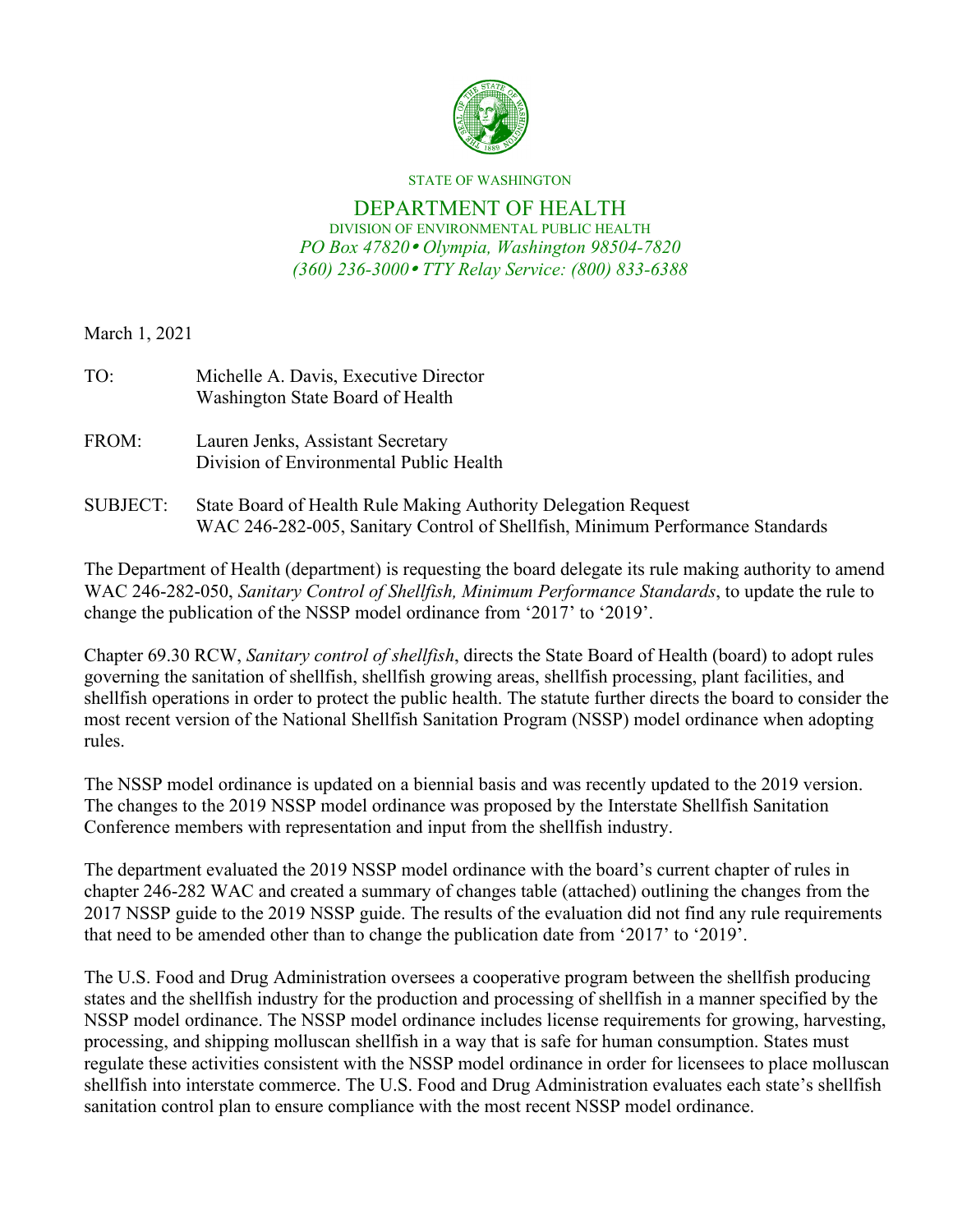STATE OF WASHINGTON

# DEPARTMENT OF HEALTH

DIVISION OF ENVIRONMENTAL PUBLIC HEALTH

*PO Box 47820 • Olympia, Washington 98504-7820*

*(360) 236-3000 • TTY Relay Service: (800) 833-6388*

March 1, 2021

TO: Michelle A. Davis, Executive Director
Washington State Board of Health

FROM: Lauren Jenks, Assistant Secretary
Division of Environmental Public Health

SUBJECT: State Board of Health Rule Making Authority Delegation Request
WAC 246-282-005, Sanitary Control of Shellfish, Minimum Performance Standards

The Department of Health (department) is requesting the board delegate its rule making authority to amend WAC 246-282-050, *Sanitary Control of Shellfish, Minimum Performance Standards*, to update the rule to change the publication of the NSSP model ordinance from '2017' to '2019'.

Chapter 69.30 RCW, *Sanitary control of shellfish*, directs the State Board of Health (board) to adopt rules governing the sanitation of shellfish, shellfish growing areas, shellfish processing, plant facilities, and shellfish operations in order to protect the public health. The statute further directs the board to consider the most recent version of the National Shellfish Sanitation Program (NSSP) model ordinance when adopting rules.

The NSSP model ordinance is updated on a biennial basis and was recently updated to the 2019 version. The changes to the 2019 NSSP model ordinance was proposed by the Interstate Shellfish Sanitation Conference members with representation and input from the shellfish industry.

The department evaluated the 2019 NSSP model ordinance with the board's current chapter of rules in chapter 246-282 WAC and created a summary of changes table (attached) outlining the changes from the 2017 NSSP guide to the 2019 NSSP guide. The results of the evaluation did not find any rule requirements that need to be amended other than to change the publication date from '2017' to '2019'.

The U.S. Food and Drug Administration oversees a cooperative program between the shellfish producing states and the shellfish industry for the production and processing of shellfish in a manner specified by the NSSP model ordinance. The NSSP model ordinance includes license requirements for growing, harvesting, processing, and shipping molluscan shellfish in a way that is safe for human consumption. States must regulate these activities consistent with the NSSP model ordinance in order for licensees to place molluscan shellfish into interstate commerce. The U.S. Food and Drug Administration evaluates each state's shellfish sanitation control plan to ensure compliance with the most recent NSSP model ordinance.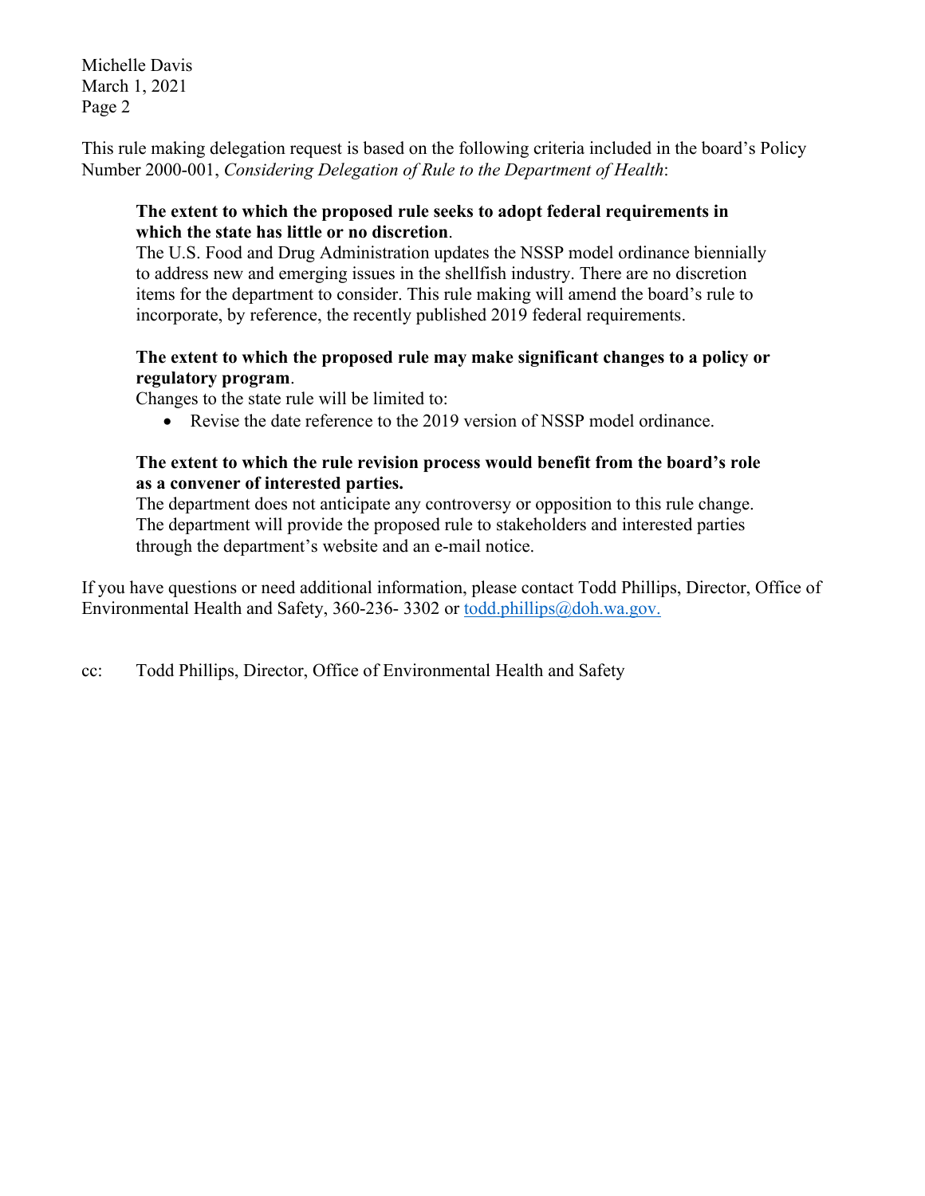This rule making delegation request is based on the following criteria included in the board's Policy Number 2000-001, *Considering Delegation of Rule to the Department of Health*:

**The extent to which the proposed rule seeks to adopt federal requirements in which the state has little or no discretion**.
The U.S. Food and Drug Administration updates the NSSP model ordinance biennially to address new and emerging issues in the shellfish industry. There are no discretion items for the department to consider. This rule making will amend the board's rule to incorporate, by reference, the recently published 2019 federal requirements.

**The extent to which the proposed rule may make significant changes to a policy or regulatory program**.
Changes to the state rule will be limited to:

- Revise the date reference to the 2019 version of NSSP model ordinance.

**The extent to which the rule revision process would benefit from the board's role as a convener of interested parties.**
The department does not anticipate any controversy or opposition to this rule change. The department will provide the proposed rule to stakeholders and interested parties through the department's website and an e-mail notice.

If you have questions or need additional information, please contact Todd Phillips, Director, Office of Environmental Health and Safety, 360-236- 3302 or todd.phillips@doh.wa.gov.

cc: Todd Phillips, Director, Office of Environmental Health and Safety